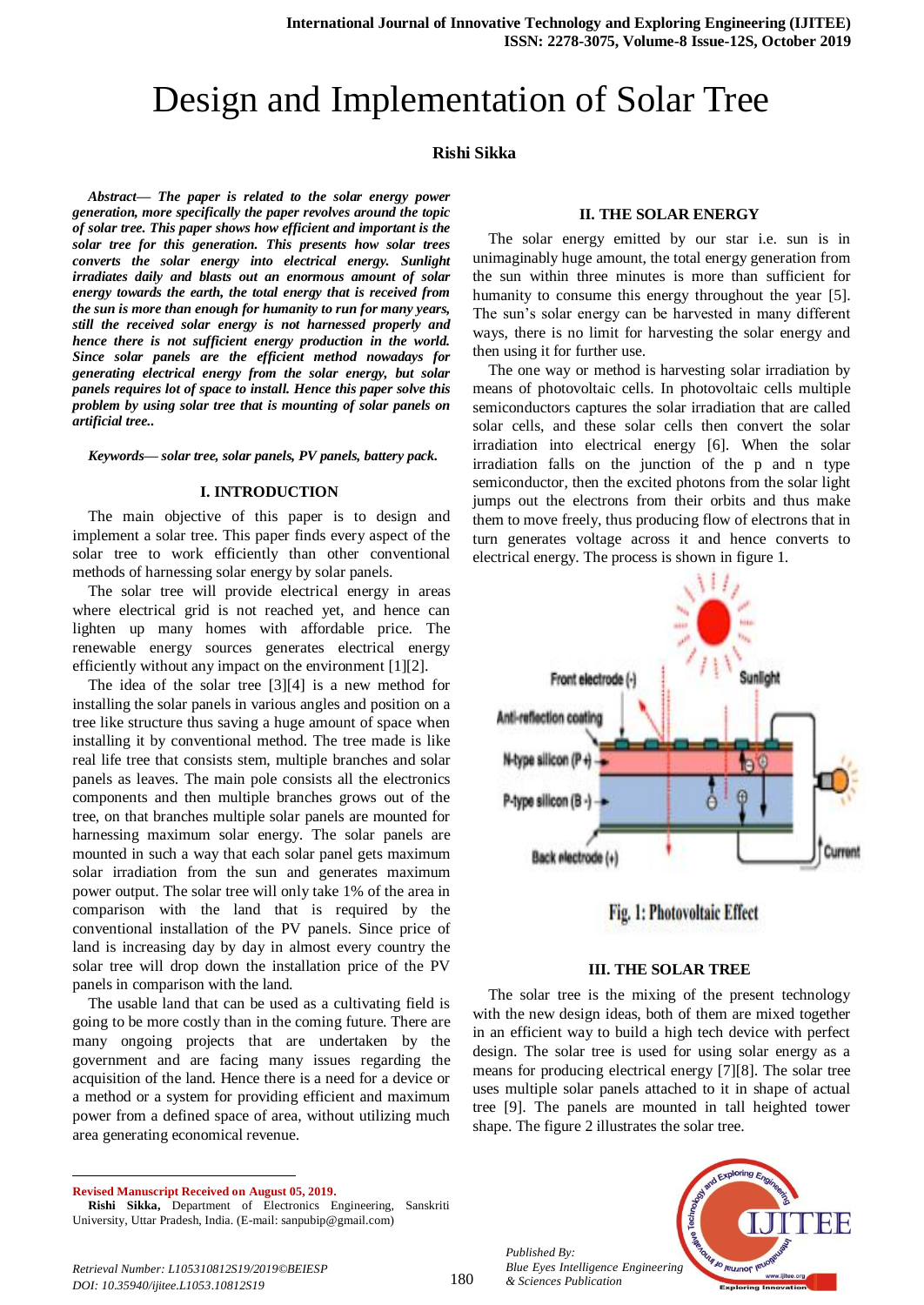# Design and Implementation of Solar Tree

**Rishi Sikka**

***Abstract— The paper is related to the solar energy power generation, more specifically the paper revolves around the topic of solar tree. This paper shows how efficient and important is the solar tree for this generation. This presents how solar trees converts the solar energy into electrical energy. Sunlight irradiates daily and blasts out an enormous amount of solar energy towards the earth, the total energy that is received from the sun is more than enough for humanity to run for many years, still the received solar energy is not harnessed properly and hence there is not sufficient energy production in the world. Since solar panels are the efficient method nowadays for generating electrical energy from the solar energy, but solar panels requires lot of space to install. Hence this paper solve this problem by using solar tree that is mounting of solar panels on artificial tree..***

***Keywords— solar tree, solar panels, PV panels, battery pack.***

## I. INTRODUCTION

The main objective of this paper is to design and implement a solar tree. This paper finds every aspect of the solar tree to work efficiently than other conventional methods of harnessing solar energy by solar panels.

The solar tree will provide electrical energy in areas where electrical grid is not reached yet, and hence can lighten up many homes with affordable price. The renewable energy sources generates electrical energy efficiently without any impact on the environment [1][2].

The idea of the solar tree [3][4] is a new method for installing the solar panels in various angles and position on a tree like structure thus saving a huge amount of space when installing it by conventional method. The tree made is like real life tree that consists stem, multiple branches and solar panels as leaves. The main pole consists all the electronics components and then multiple branches grows out of the tree, on that branches multiple solar panels are mounted for harnessing maximum solar energy. The solar panels are mounted in such a way that each solar panel gets maximum solar irradiation from the sun and generates maximum power output. The solar tree will only take 1% of the area in comparison with the land that is required by the conventional installation of the PV panels. Since price of land is increasing day by day in almost every country the solar tree will drop down the installation price of the PV panels in comparison with the land.

The usable land that can be used as a cultivating field is going to be more costly than in the coming future. There are many ongoing projects that are undertaken by the government and are facing many issues regarding the acquisition of the land. Hence there is a need for a device or a method or a system for providing efficient and maximum power from a defined space of area, without utilizing much area generating economical revenue.

## II. THE SOLAR ENERGY

The solar energy emitted by our star i.e. sun is in unimaginably huge amount, the total energy generation from the sun within three minutes is more than sufficient for humanity to consume this energy throughout the year [5]. The sun's solar energy can be harvested in many different ways, there is no limit for harvesting the solar energy and then using it for further use.

The one way or method is harvesting solar irradiation by means of photovoltaic cells. In photovoltaic cells multiple semiconductors captures the solar irradiation that are called solar cells, and these solar cells then convert the solar irradiation into electrical energy [6]. When the solar irradiation falls on the junction of the p and n type semiconductor, then the excited photons from the solar light jumps out the electrons from their orbits and thus make them to move freely, thus producing flow of electrons that in turn generates voltage across it and hence converts to electrical energy. The process is shown in figure 1.

Front electrode (-)
Sunlight
Anti-reflection coating
N-type silicon (P+)
P-type silicon (B -)
Back electrode (+)
Current

**Fig. 1: Photovoltaic Effect**

## III. THE SOLAR TREE

The solar tree is the mixing of the present technology with the new design ideas, both of them are mixed together in an efficient way to build a high tech device with perfect design. The solar tree is used for using solar energy as a means for producing electrical energy [7][8]. The solar tree uses multiple solar panels attached to it in shape of actual tree [9]. The panels are mounted in tall heighted tower shape. The figure 2 illustrates the solar tree.

---

**Revised Manuscript Received on August 05, 2019.**

**Rishi Sikka,** Department of Electronics Engineering, Sanskriti University, Uttar Pradesh, India. (E-mail: sanpubip@gmail.com)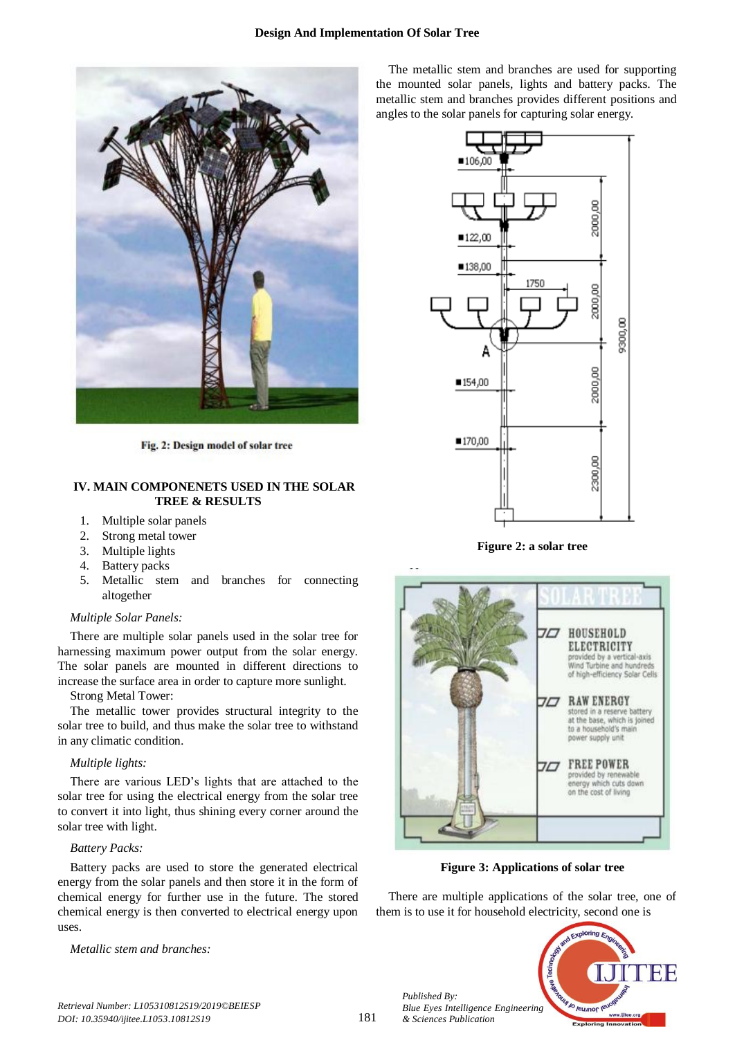Fig. 2: Design model of solar tree

## IV. MAIN COMPONENETS USED IN THE SOLAR TREE & RESULTS

1. Multiple solar panels
2. Strong metal tower
3. Multiple lights
4. Battery packs
5. Metallic stem and branches for connecting altogether

*Multiple Solar Panels:*

There are multiple solar panels used in the solar tree for harnessing maximum power output from the solar energy. The solar panels are mounted in different directions to increase the surface area in order to capture more sunlight.

Strong Metal Tower:

The metallic tower provides structural integrity to the solar tree to build, and thus make the solar tree to withstand in any climatic condition.

*Multiple lights:*

There are various LED's lights that are attached to the solar tree for using the electrical energy from the solar tree to convert it into light, thus shining every corner around the solar tree with light.

*Battery Packs:*

Battery packs are used to store the generated electrical energy from the solar panels and then store it in the form of chemical energy for further use in the future. The stored chemical energy is then converted to electrical energy upon uses.

*Metallic stem and branches:*

The metallic stem and branches are used for supporting the mounted solar panels, lights and battery packs. The metallic stem and branches provides different positions and angles to the solar panels for capturing solar energy.

Figure 2: a solar tree

Figure 3: Applications of solar tree

There are multiple applications of the solar tree, one of them is to use it for household electricity, second one is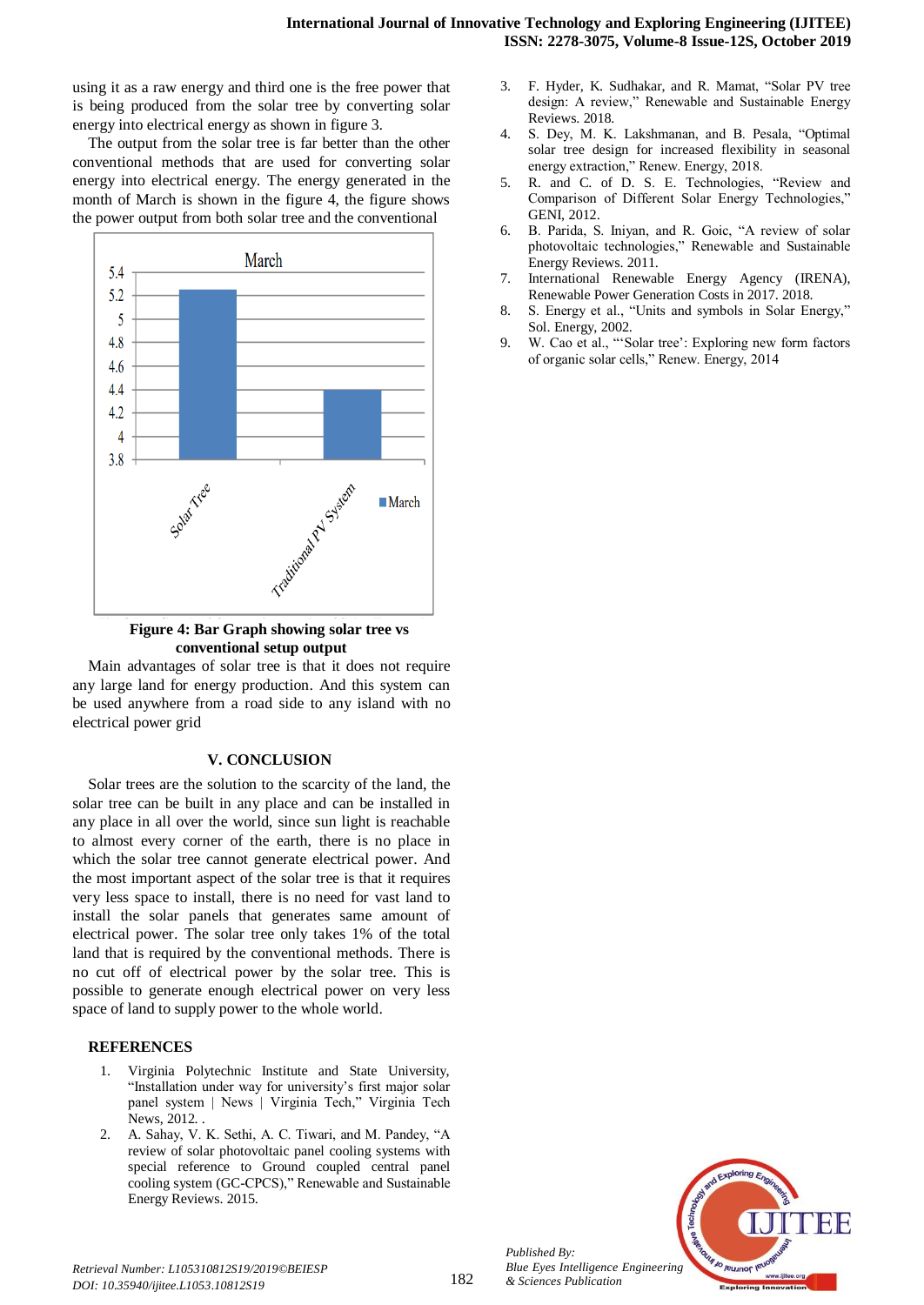using it as a raw energy and third one is the free power that is being produced from the solar tree by converting solar energy into electrical energy as shown in figure 3.

The output from the solar tree is far better than the other conventional methods that are used for converting solar energy into electrical energy. The energy generated in the month of March is shown in the figure 4, the figure shows the power output from both solar tree and the conventional

March

5.4
5.2
5
4.8
4.6
4.4
4.2
4
3.8

Solar Tree
Traditional PV System
March

**Figure 4: Bar Graph showing solar tree vs conventional setup output**

Main advantages of solar tree is that it does not require any large land for energy production. And this system can be used anywhere from a road side to any island with no electrical power grid

## V. CONCLUSION

Solar trees are the solution to the scarcity of the land, the solar tree can be built in any place and can be installed in any place in all over the world, since sun light is reachable to almost every corner of the earth, there is no place in which the solar tree cannot generate electrical power. And the most important aspect of the solar tree is that it requires very less space to install, there is no need for vast land to install the solar panels that generates same amount of electrical power. The solar tree only takes 1% of the total land that is required by the conventional methods. There is no cut off of electrical power by the solar tree. This is possible to generate enough electrical power on very less space of land to supply power to the whole world.

## REFERENCES

1. Virginia Polytechnic Institute and State University, "Installation under way for university's first major solar panel system | News | Virginia Tech," Virginia Tech News, 2012. .
2. A. Sahay, V. K. Sethi, A. C. Tiwari, and M. Pandey, "A review of solar photovoltaic panel cooling systems with special reference to Ground coupled central panel cooling system (GC-CPCS)," Renewable and Sustainable Energy Reviews. 2015.
3. F. Hyder, K. Sudhakar, and R. Mamat, "Solar PV tree design: A review," Renewable and Sustainable Energy Reviews. 2018.
4. S. Dey, M. K. Lakshmanan, and B. Pesala, "Optimal solar tree design for increased flexibility in seasonal energy extraction," Renew. Energy, 2018.
5. R. and C. of D. S. E. Technologies, "Review and Comparison of Different Solar Energy Technologies," GENI, 2012.
6. B. Parida, S. Iniyan, and R. Goic, "A review of solar photovoltaic technologies," Renewable and Sustainable Energy Reviews. 2011.
7. International Renewable Energy Agency (IRENA), Renewable Power Generation Costs in 2017. 2018.
8. S. Energy et al., "Units and symbols in Solar Energy," Sol. Energy, 2002.
9. W. Cao et al., "'Solar tree': Exploring new form factors of organic solar cells," Renew. Energy, 2014